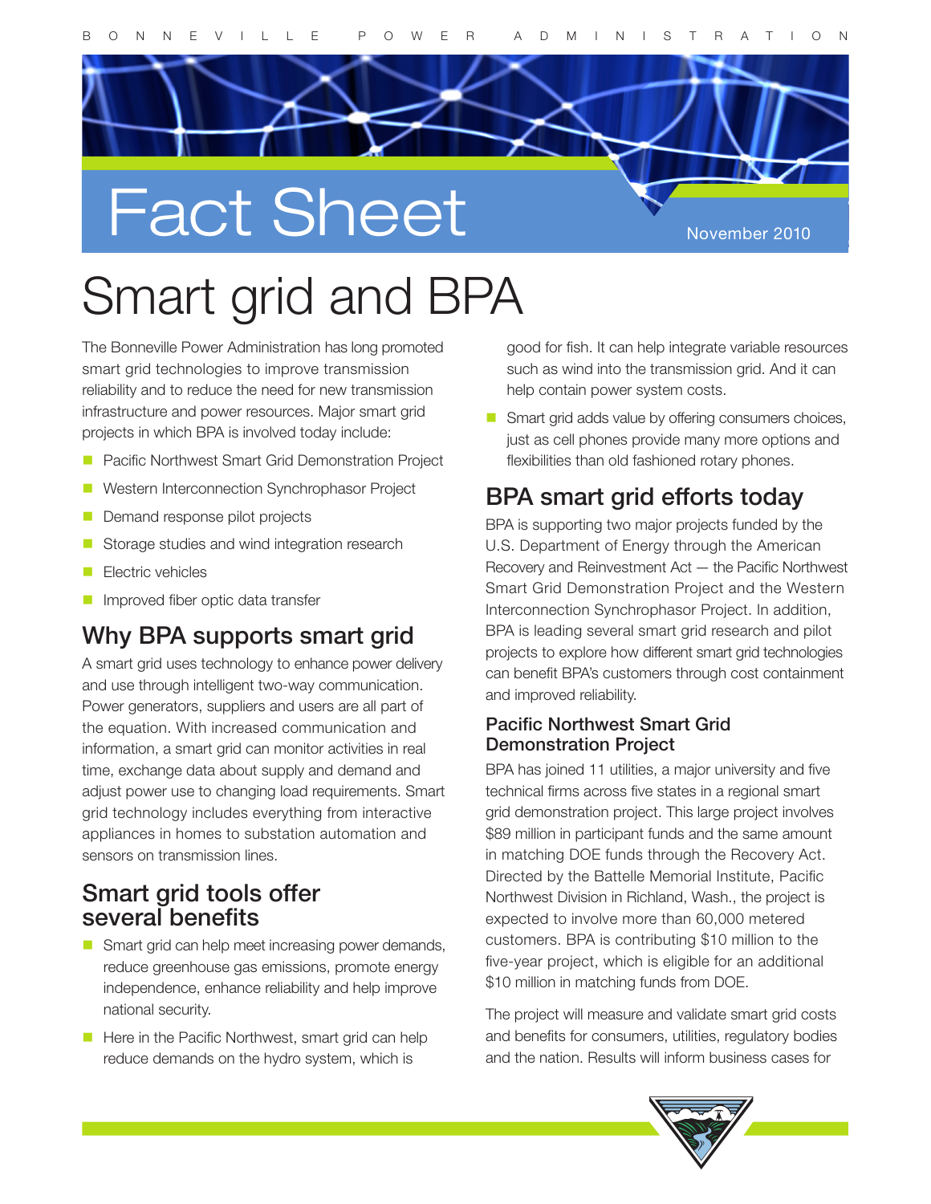# Fact Sheet

November 2010

# Smart grid and BPA

The Bonneville Power Administration has long promoted smart grid technologies to improve transmission reliability and to reduce the need for new transmission infrastructure and power resources. Major smart grid projects in which BPA is involved today include:

- Pacific Northwest Smart Grid Demonstration Project
- Western Interconnection Synchrophasor Project
- Demand response pilot projects
- Storage studies and wind integration research
- Electric vehicles
- Improved fiber optic data transfer

## Why BPA supports smart grid

A smart grid uses technology to enhance power delivery and use through intelligent two-way communication. Power generators, suppliers and users are all part of the equation. With increased communication and information, a smart grid can monitor activities in real time, exchange data about supply and demand and adjust power use to changing load requirements. Smart grid technology includes everything from interactive appliances in homes to substation automation and sensors on transmission lines.

## Smart grid tools offer several benefits

- Smart grid can help meet increasing power demands, reduce greenhouse gas emissions, promote energy independence, enhance reliability and help improve national security.
- Here in the Pacific Northwest, smart grid can help reduce demands on the hydro system, which is good for fish. It can help integrate variable resources such as wind into the transmission grid. And it can help contain power system costs.
- Smart grid adds value by offering consumers choices, just as cell phones provide many more options and flexibilities than old fashioned rotary phones.

## BPA smart grid efforts today

BPA is supporting two major projects funded by the U.S. Department of Energy through the American Recovery and Reinvestment Act — the Pacific Northwest Smart Grid Demonstration Project and the Western Interconnection Synchrophasor Project. In addition, BPA is leading several smart grid research and pilot projects to explore how different smart grid technologies can benefit BPA's customers through cost containment and improved reliability.

### Pacific Northwest Smart Grid Demonstration Project

BPA has joined 11 utilities, a major university and five technical firms across five states in a regional smart grid demonstration project. This large project involves $89 million in participant funds and the same amount in matching DOE funds through the Recovery Act. Directed by the Battelle Memorial Institute, Pacific Northwest Division in Richland, Wash., the project is expected to involve more than 60,000 metered customers. BPA is contributing $10 million to the five-year project, which is eligible for an additional $10 million in matching funds from DOE.

The project will measure and validate smart grid costs and benefits for consumers, utilities, regulatory bodies and the nation. Results will inform business cases for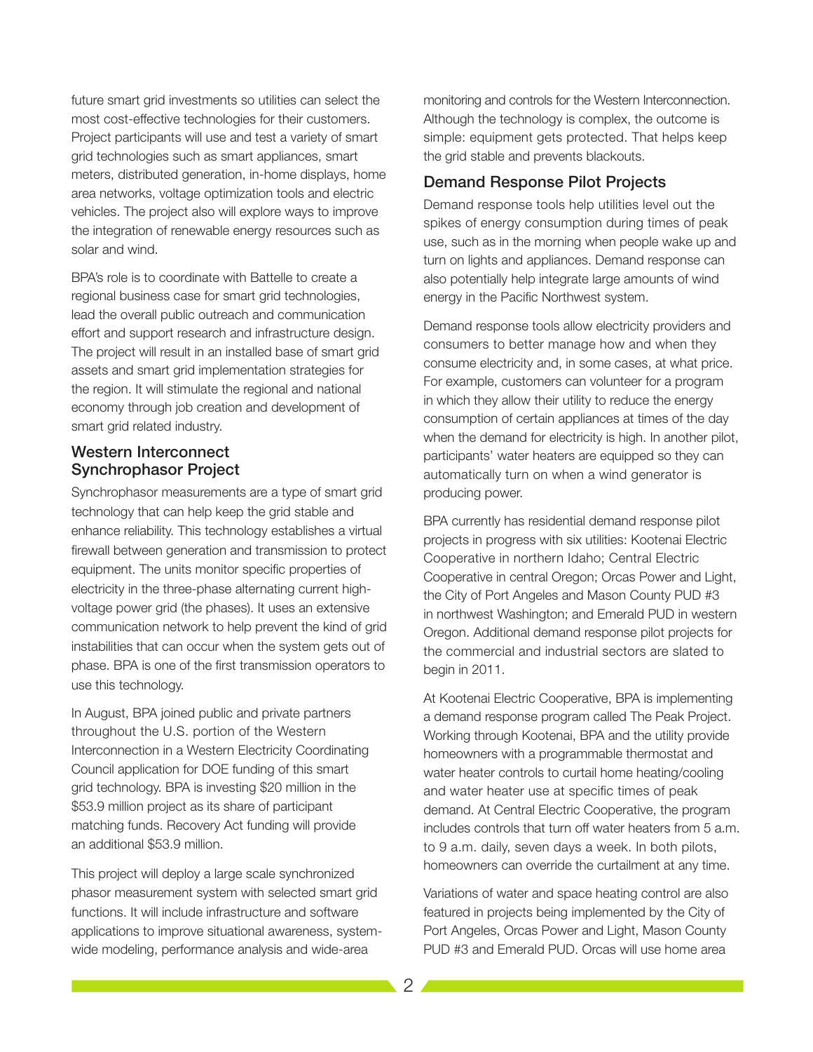future smart grid investments so utilities can select the most cost-effective technologies for their customers. Project participants will use and test a variety of smart grid technologies such as smart appliances, smart meters, distributed generation, in-home displays, home area networks, voltage optimization tools and electric vehicles. The project also will explore ways to improve the integration of renewable energy resources such as solar and wind.

BPA's role is to coordinate with Battelle to create a regional business case for smart grid technologies, lead the overall public outreach and communication effort and support research and infrastructure design. The project will result in an installed base of smart grid assets and smart grid implementation strategies for the region. It will stimulate the regional and national economy through job creation and development of smart grid related industry.

## Western Interconnect Synchrophasor Project

Synchrophasor measurements are a type of smart grid technology that can help keep the grid stable and enhance reliability. This technology establishes a virtual firewall between generation and transmission to protect equipment. The units monitor specific properties of electricity in the three-phase alternating current high-voltage power grid (the phases). It uses an extensive communication network to help prevent the kind of grid instabilities that can occur when the system gets out of phase. BPA is one of the first transmission operators to use this technology.

In August, BPA joined public and private partners throughout the U.S. portion of the Western Interconnection in a Western Electricity Coordinating Council application for DOE funding of this smart grid technology. BPA is investing $20 million in the $53.9 million project as its share of participant matching funds. Recovery Act funding will provide an additional $53.9 million.

This project will deploy a large scale synchronized phasor measurement system with selected smart grid functions. It will include infrastructure and software applications to improve situational awareness, system-wide modeling, performance analysis and wide-area monitoring and controls for the Western Interconnection. Although the technology is complex, the outcome is simple: equipment gets protected. That helps keep the grid stable and prevents blackouts.

## Demand Response Pilot Projects

Demand response tools help utilities level out the spikes of energy consumption during times of peak use, such as in the morning when people wake up and turn on lights and appliances. Demand response can also potentially help integrate large amounts of wind energy in the Pacific Northwest system.

Demand response tools allow electricity providers and consumers to better manage how and when they consume electricity and, in some cases, at what price. For example, customers can volunteer for a program in which they allow their utility to reduce the energy consumption of certain appliances at times of the day when the demand for electricity is high. In another pilot, participants' water heaters are equipped so they can automatically turn on when a wind generator is producing power.

BPA currently has residential demand response pilot projects in progress with six utilities: Kootenai Electric Cooperative in northern Idaho; Central Electric Cooperative in central Oregon; Orcas Power and Light, the City of Port Angeles and Mason County PUD #3 in northwest Washington; and Emerald PUD in western Oregon. Additional demand response pilot projects for the commercial and industrial sectors are slated to begin in 2011.

At Kootenai Electric Cooperative, BPA is implementing a demand response program called The Peak Project. Working through Kootenai, BPA and the utility provide homeowners with a programmable thermostat and water heater controls to curtail home heating/cooling and water heater use at specific times of peak demand. At Central Electric Cooperative, the program includes controls that turn off water heaters from 5 a.m. to 9 a.m. daily, seven days a week. In both pilots, homeowners can override the curtailment at any time.

Variations of water and space heating control are also featured in projects being implemented by the City of Port Angeles, Orcas Power and Light, Mason County PUD #3 and Emerald PUD. Orcas will use home area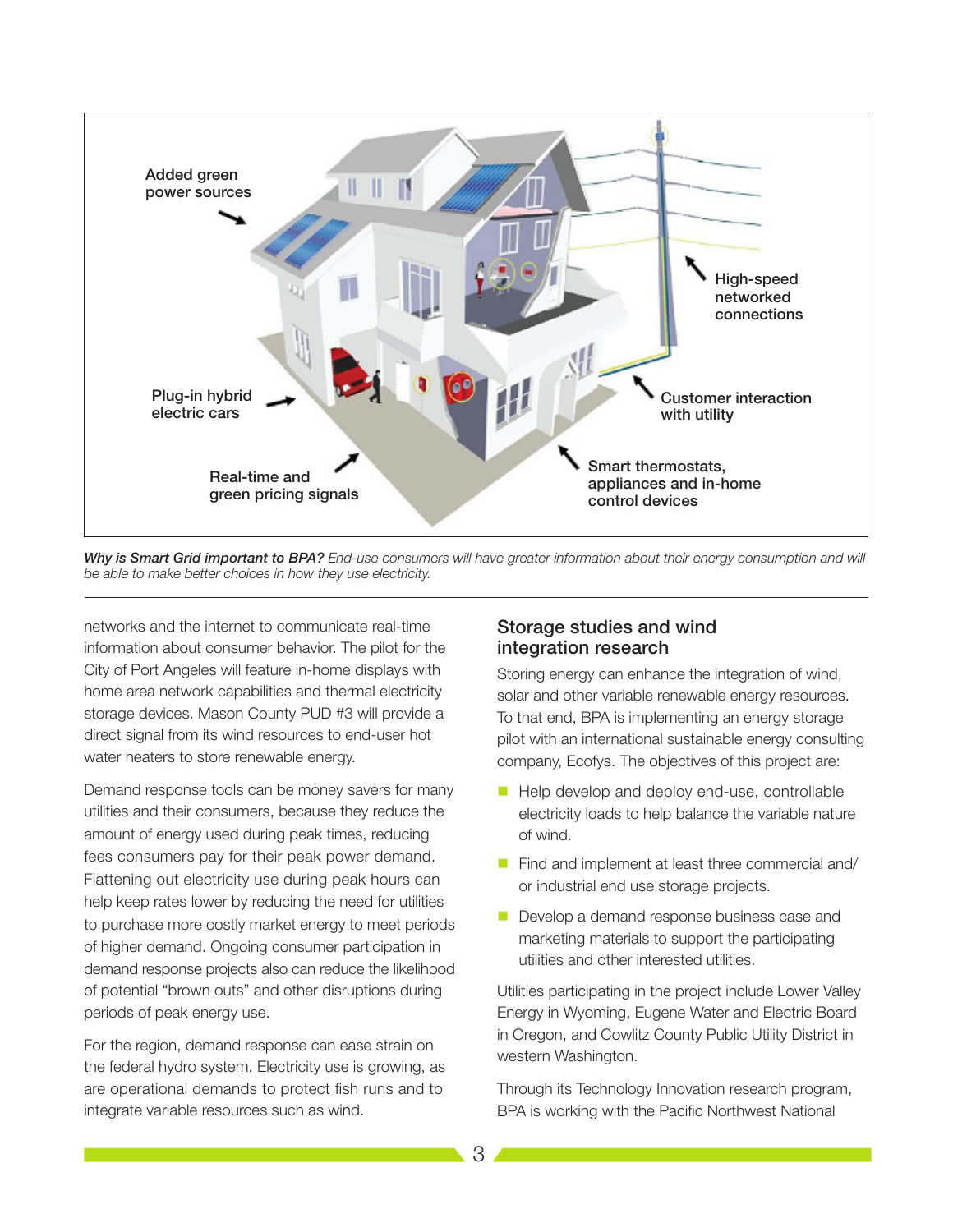Added green power sources

High-speed networked connections

Plug-in hybrid electric cars

Customer interaction with utility

Real-time and green pricing signals

Smart thermostats, appliances and in-home control devices

***Why is Smart Grid important to BPA?*** *End-use consumers will have greater information about their energy consumption and will be able to make better choices in how they use electricity.*

networks and the internet to communicate real-time information about consumer behavior. The pilot for the City of Port Angeles will feature in-home displays with home area network capabilities and thermal electricity storage devices. Mason County PUD #3 will provide a direct signal from its wind resources to end-user hot water heaters to store renewable energy.

Demand response tools can be money savers for many utilities and their consumers, because they reduce the amount of energy used during peak times, reducing fees consumers pay for their peak power demand. Flattening out electricity use during peak hours can help keep rates lower by reducing the need for utilities to purchase more costly market energy to meet periods of higher demand. Ongoing consumer participation in demand response projects also can reduce the likelihood of potential "brown outs" and other disruptions during periods of peak energy use.

For the region, demand response can ease strain on the federal hydro system. Electricity use is growing, as are operational demands to protect fish runs and to integrate variable resources such as wind.

## Storage studies and wind integration research

Storing energy can enhance the integration of wind, solar and other variable renewable energy resources. To that end, BPA is implementing an energy storage pilot with an international sustainable energy consulting company, Ecofys. The objectives of this project are:

- Help develop and deploy end-use, controllable electricity loads to help balance the variable nature of wind.
- Find and implement at least three commercial and/or industrial end use storage projects.
- Develop a demand response business case and marketing materials to support the participating utilities and other interested utilities.

Utilities participating in the project include Lower Valley Energy in Wyoming, Eugene Water and Electric Board in Oregon, and Cowlitz County Public Utility District in western Washington.

Through its Technology Innovation research program, BPA is working with the Pacific Northwest National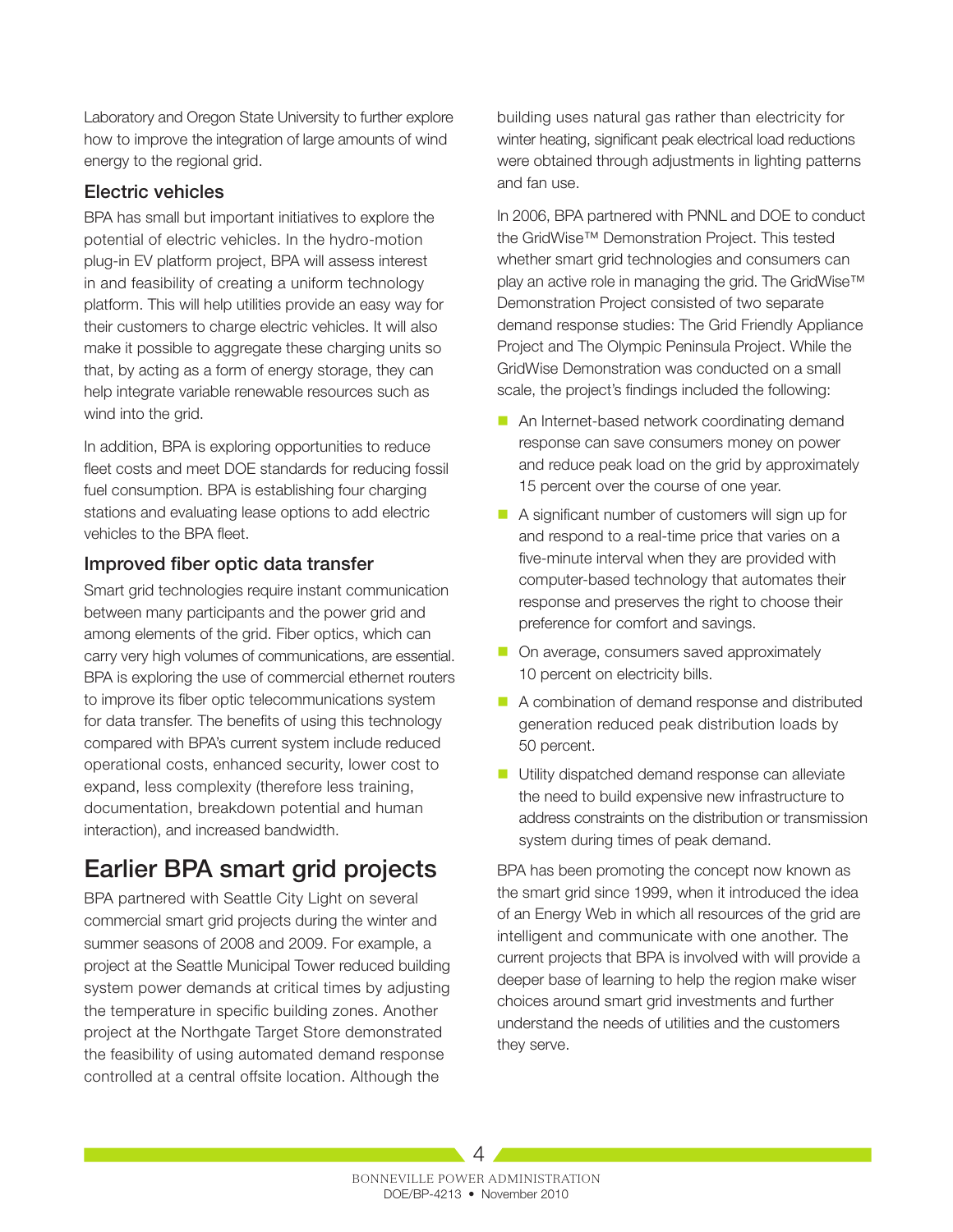Laboratory and Oregon State University to further explore how to improve the integration of large amounts of wind energy to the regional grid.

### Electric vehicles

BPA has small but important initiatives to explore the potential of electric vehicles. In the hydro-motion plug-in EV platform project, BPA will assess interest in and feasibility of creating a uniform technology platform. This will help utilities provide an easy way for their customers to charge electric vehicles. It will also make it possible to aggregate these charging units so that, by acting as a form of energy storage, they can help integrate variable renewable resources such as wind into the grid.

In addition, BPA is exploring opportunities to reduce fleet costs and meet DOE standards for reducing fossil fuel consumption. BPA is establishing four charging stations and evaluating lease options to add electric vehicles to the BPA fleet.

### Improved fiber optic data transfer

Smart grid technologies require instant communication between many participants and the power grid and among elements of the grid. Fiber optics, which can carry very high volumes of communications, are essential. BPA is exploring the use of commercial ethernet routers to improve its fiber optic telecommunications system for data transfer. The benefits of using this technology compared with BPA's current system include reduced operational costs, enhanced security, lower cost to expand, less complexity (therefore less training, documentation, breakdown potential and human interaction), and increased bandwidth.

## Earlier BPA smart grid projects

BPA partnered with Seattle City Light on several commercial smart grid projects during the winter and summer seasons of 2008 and 2009. For example, a project at the Seattle Municipal Tower reduced building system power demands at critical times by adjusting the temperature in specific building zones. Another project at the Northgate Target Store demonstrated the feasibility of using automated demand response controlled at a central offsite location. Although the building uses natural gas rather than electricity for winter heating, significant peak electrical load reductions were obtained through adjustments in lighting patterns and fan use.

In 2006, BPA partnered with PNNL and DOE to conduct the GridWise™ Demonstration Project. This tested whether smart grid technologies and consumers can play an active role in managing the grid. The GridWise™ Demonstration Project consisted of two separate demand response studies: The Grid Friendly Appliance Project and The Olympic Peninsula Project. While the GridWise Demonstration was conducted on a small scale, the project's findings included the following:

- An Internet-based network coordinating demand response can save consumers money on power and reduce peak load on the grid by approximately 15 percent over the course of one year.
- A significant number of customers will sign up for and respond to a real-time price that varies on a five-minute interval when they are provided with computer-based technology that automates their response and preserves the right to choose their preference for comfort and savings.
- On average, consumers saved approximately 10 percent on electricity bills.
- A combination of demand response and distributed generation reduced peak distribution loads by 50 percent.
- Utility dispatched demand response can alleviate the need to build expensive new infrastructure to address constraints on the distribution or transmission system during times of peak demand.

BPA has been promoting the concept now known as the smart grid since 1999, when it introduced the idea of an Energy Web in which all resources of the grid are intelligent and communicate with one another. The current projects that BPA is involved with will provide a deeper base of learning to help the region make wiser choices around smart grid investments and further understand the needs of utilities and the customers they serve.

BONNEVILLE POWER ADMINISTRATION
DOE/BP-4213 • November 2010